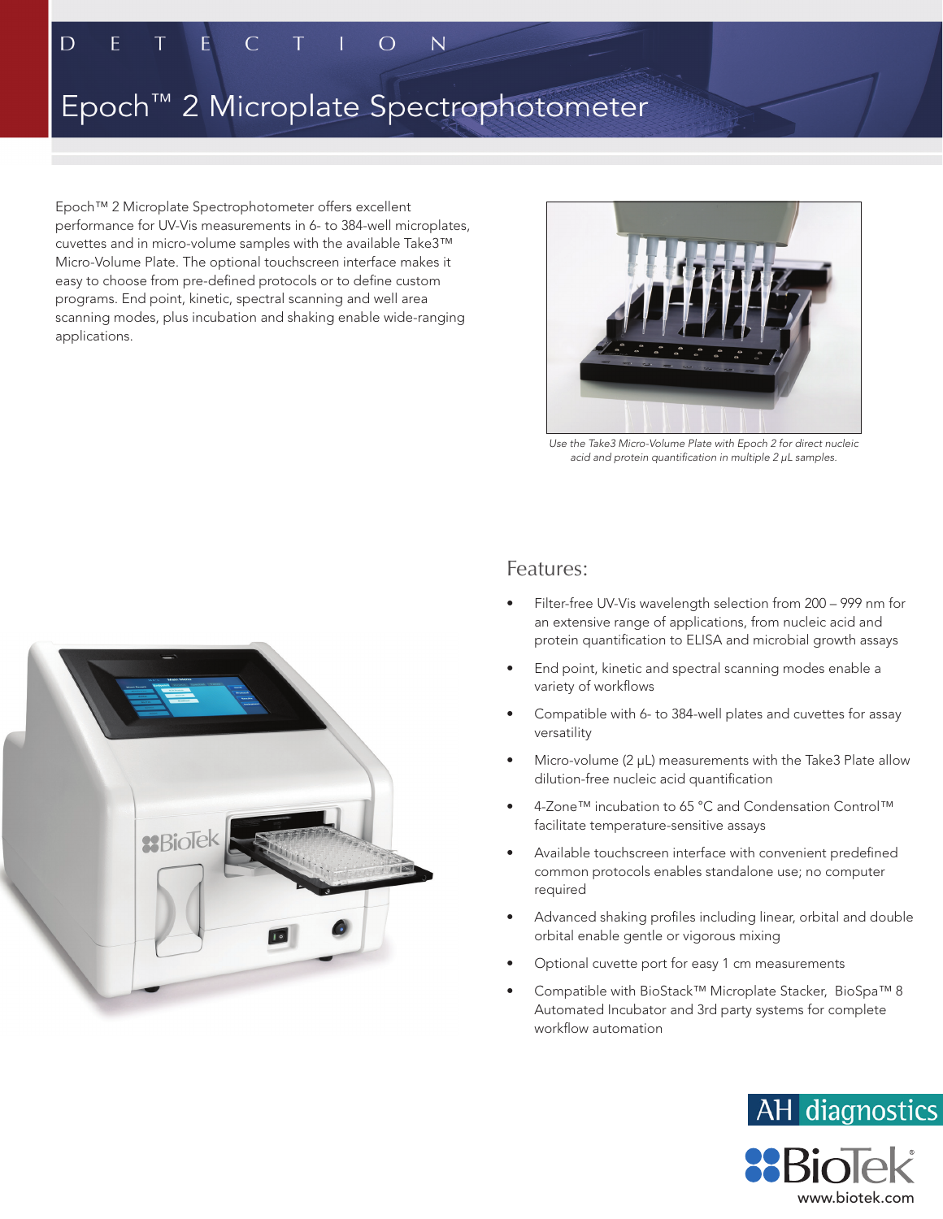DETECTION

# Epoch™ 2 Microplate Spectrophotometer

Epoch™ 2 Microplate Spectrophotometer offers excellent performance for UV-Vis measurements in 6- to 384-well microplates, cuvettes and in micro-volume samples with the available Take3™ Micro-Volume Plate. The optional touchscreen interface makes it easy to choose from pre-defined protocols or to define custom programs. End point, kinetic, spectral scanning and well area scanning modes, plus incubation and shaking enable wide-ranging applications.

*Use the Take3 Micro-Volume Plate with Epoch 2 for direct nucleic acid and protein quantification in multiple 2 µL samples.*

## Features:

- Filter-free UV-Vis wavelength selection from 200 – 999 nm for an extensive range of applications, from nucleic acid and protein quantification to ELISA and microbial growth assays
- End point, kinetic and spectral scanning modes enable a variety of workflows
- Compatible with 6- to 384-well plates and cuvettes for assay versatility
- Micro-volume (2 µL) measurements with the Take3 Plate allow dilution-free nucleic acid quantification
- 4-Zone™ incubation to 65 °C and Condensation Control™ facilitate temperature-sensitive assays
- Available touchscreen interface with convenient predefined common protocols enables standalone use; no computer required
- Advanced shaking profiles including linear, orbital and double orbital enable gentle or vigorous mixing
- Optional cuvette port for easy 1 cm measurements
- Compatible with BioStack™ Microplate Stacker, BioSpa™ 8 Automated Incubator and 3rd party systems for complete workflow automation

AH diagnostics

BioTek

www.biotek.com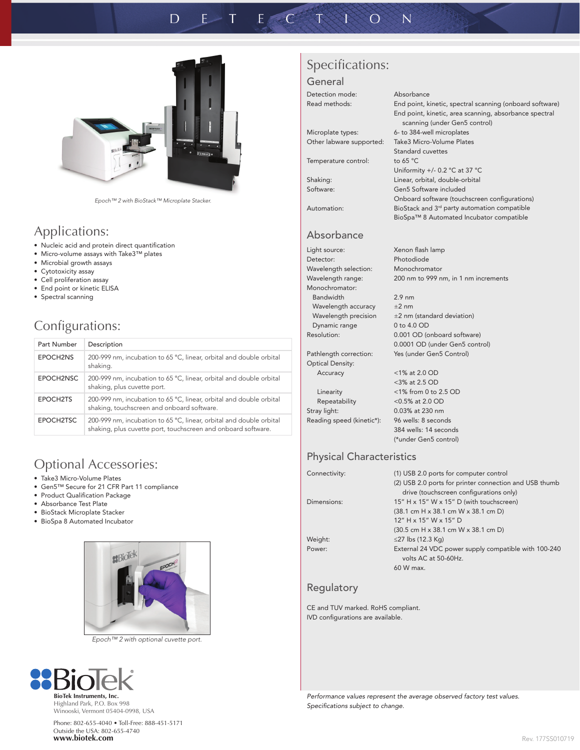*Epoch™ 2 with BioStack™ Microplate Stacker.*

## Applications:

- Nucleic acid and protein direct quantification
- Micro-volume assays with Take3™ plates
- Microbial growth assays
- Cytotoxicity assay
- Cell proliferation assay
- End point or kinetic ELISA
- Spectral scanning

## Configurations:

| Part Number | Description |
|---|---|
| EPOCH2NS | 200-999 nm, incubation to 65 °C, linear, orbital and double orbital shaking. |
| EPOCH2NSC | 200-999 nm, incubation to 65 °C, linear, orbital and double orbital shaking, plus cuvette port. |
| EPOCH2TS | 200-999 nm, incubation to 65 °C, linear, orbital and double orbital shaking, touchscreen and onboard software. |
| EPOCH2TSC | 200-999 nm, incubation to 65 °C, linear, orbital and double orbital shaking, plus cuvette port, touchscreen and onboard software. |

## Optional Accessories:

- Take3 Micro-Volume Plates
- Gen5™ Secure for 21 CFR Part 11 compliance
- Product Qualification Package
- Absorbance Test Plate
- BioStack Microplate Stacker
- BioSpa 8 Automated Incubator

*Epoch™ 2 with optional cuvette port.*

**BioTek Instruments, Inc.**
Highland Park, P.O. Box 998
Winooski, Vermont 05404-0998, USA

Phone: 802-655-4040 • Toll-Free: 888-451-5171
Outside the USA: 802-655-4740
**www.biotek.com**

## Specifications:

### General

| | |
|---|---|
| Detection mode: | Absorbance |
| Read methods: | End point, kinetic, spectral scanning (onboard software) |
| | End point, kinetic, area scanning, absorbance spectral scanning (under Gen5 control) |
| Microplate types: | 6- to 384-well microplates |
| Other labware supported: | Take3 Micro-Volume Plates |
| | Standard cuvettes |
| Temperature control: | to 65 °C |
| | Uniformity +/- 0.2 °C at 37 °C |
| Shaking: | Linear, orbital, double-orbital |
| Software: | Gen5 Software included |
| | Onboard software (touchscreen configurations) |
| Automation: | BioStack and 3rd party automation compatible |
| | BioSpa™ 8 Automated Incubator compatible |

### Absorbance

| | |
|---|---|
| Light source: | Xenon flash lamp |
| Detector: | Photodiode |
| Wavelength selection: | Monochromator |
| Wavelength range: | 200 nm to 999 nm, in 1 nm increments |
| Monochromator: | |
| Bandwidth | 2.9 nm |
| Wavelength accuracy | ±2 nm |
| Wavelength precision | ±2 nm (standard deviation) |
| Dynamic range | 0 to 4.0 OD |
| Resolution: | 0.001 OD (onboard software) |
| | 0.0001 OD (under Gen5 control) |
| Pathlength correction: | Yes (under Gen5 Control) |
| Optical Density: | |
| Accuracy | <1% at 2.0 OD |
| | <3% at 2.5 OD |
| Linearity | <1% from 0 to 2.5 OD |
| Repeatability | <0.5% at 2.0 OD |
| Stray light: | 0.03% at 230 nm |
| Reading speed (kinetic*): | 96 wells: 8 seconds |
| | 384 wells: 14 seconds |
| | (*under Gen5 control) |

### Physical Characteristics

| | |
|---|---|
| Connectivity: | (1) USB 2.0 ports for computer control |
| | (2) USB 2.0 ports for printer connection and USB thumb drive (touchscreen configurations only) |
| Dimensions: | 15" H x 15" W x 15" D (with touchscreen) |
| | (38.1 cm H x 38.1 cm W x 38.1 cm D) |
| | 12" H x 15" W x 15" D |
| | (30.5 cm H x 38.1 cm W x 38.1 cm D) |
| Weight: | ≤27 lbs (12.3 Kg) |
| Power: | External 24 VDC power supply compatible with 100-240 volts AC at 50-60Hz. |
| | 60 W max. |

### Regulatory

CE and TUV marked. RoHS compliant.
IVD configurations are available.

*Performance values represent the average observed factory test values.*
*Specifications subject to change.*

Rev. 177SS010719